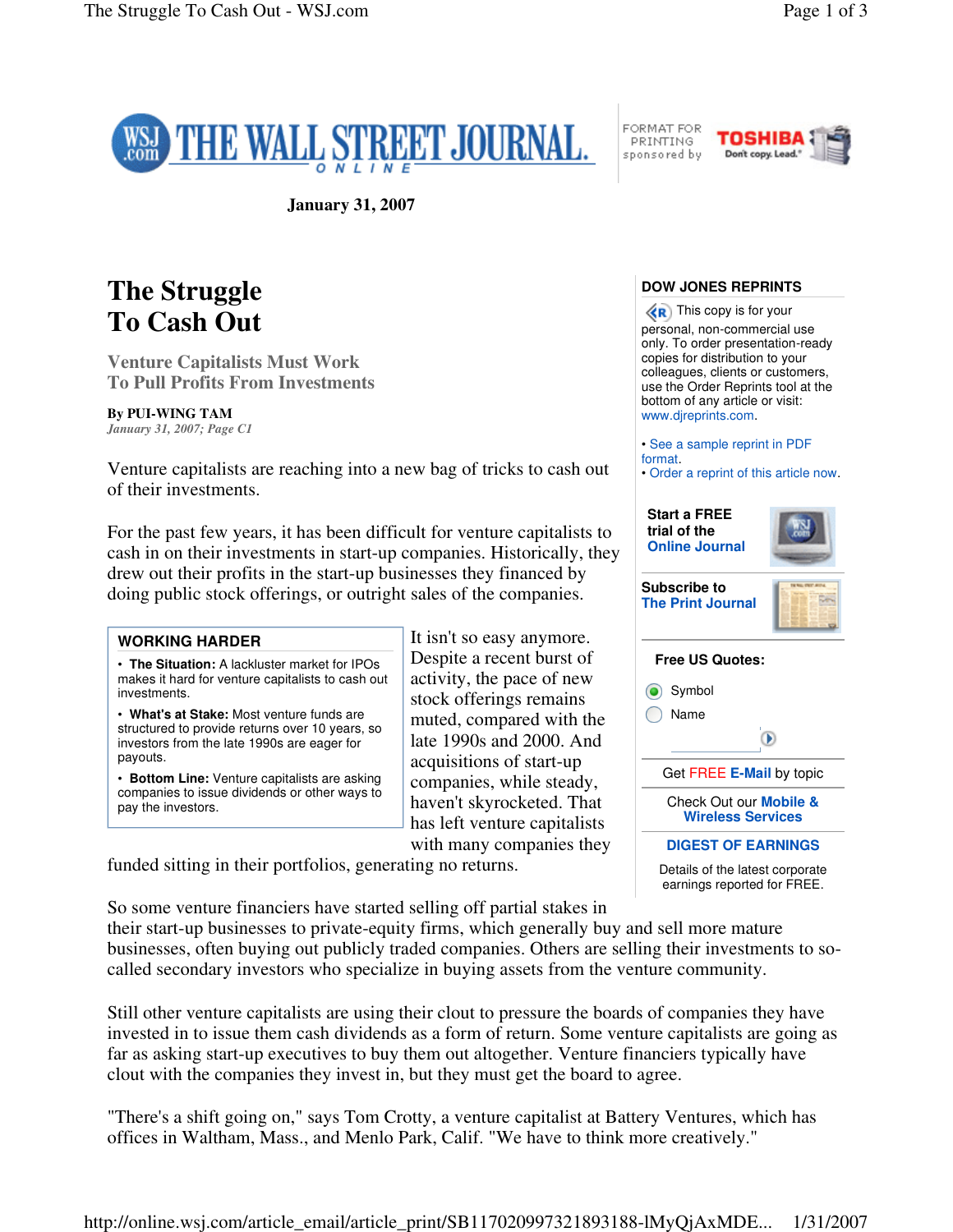January 31, 2007

# The Struggle To Cash Out

## Venture Capitalists Must Work To Pull Profits From Investments

**By PUI-WING TAM**
*January 31, 2007; Page C1*

Venture capitalists are reaching into a new bag of tricks to cash out of their investments.

For the past few years, it has been difficult for venture capitalists to cash in on their investments in start-up companies. Historically, they drew out their profits in the start-up businesses they financed by doing public stock offerings, or outright sales of the companies.

> **WORKING HARDER**
>
> - **The Situation:** A lackluster market for IPOs makes it hard for venture capitalists to cash out investments.
> - **What's at Stake:** Most venture funds are structured to provide returns over 10 years, so investors from the late 1990s are eager for payouts.
> - **Bottom Line:** Venture capitalists are asking companies to issue dividends or other ways to pay the investors.

It isn't so easy anymore. Despite a recent burst of activity, the pace of new stock offerings remains muted, compared with the late 1990s and 2000. And acquisitions of start-up companies, while steady, haven't skyrocketed. That has left venture capitalists with many companies they funded sitting in their portfolios, generating no returns.

So some venture financiers have started selling off partial stakes in their start-up businesses to private-equity firms, which generally buy and sell more mature businesses, often buying out publicly traded companies. Others are selling their investments to so-called secondary investors who specialize in buying assets from the venture community.

Still other venture capitalists are using their clout to pressure the boards of companies they have invested in to issue them cash dividends as a form of return. Some venture capitalists are going as far as asking start-up executives to buy them out altogether. Venture financiers typically have clout with the companies they invest in, but they must get the board to agree.

"There's a shift going on," says Tom Crotty, a venture capitalist at Battery Ventures, which has offices in Waltham, Mass., and Menlo Park, Calif. "We have to think more creatively."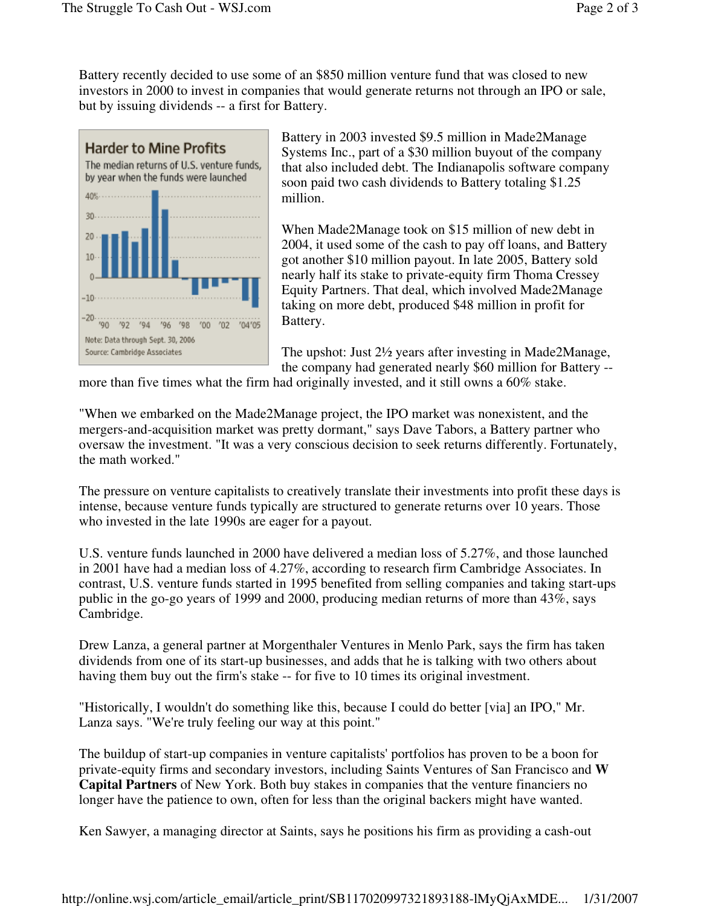Battery recently decided to use some of an $850 million venture fund that was closed to new investors in 2000 to invest in companies that would generate returns not through an IPO or sale, but by issuing dividends -- a first for Battery.

**Harder to Mine Profits**

The median returns of U.S. venture funds, by year when the funds were launched

Note: Data through Sept. 30, 2006
Source: Cambridge Associates

Battery in 2003 invested $9.5 million in Made2Manage Systems Inc., part of a $30 million buyout of the company that also included debt. The Indianapolis software company soon paid two cash dividends to Battery totaling $1.25 million.

When Made2Manage took on $15 million of new debt in 2004, it used some of the cash to pay off loans, and Battery got another $10 million payout. In late 2005, Battery sold nearly half its stake to private-equity firm Thoma Cressey Equity Partners. That deal, which involved Made2Manage taking on more debt, produced $48 million in profit for Battery.

The upshot: Just 2½ years after investing in Made2Manage, the company had generated nearly $60 million for Battery -- more than five times what the firm had originally invested, and it still owns a 60% stake.

"When we embarked on the Made2Manage project, the IPO market was nonexistent, and the mergers-and-acquisition market was pretty dormant," says Dave Tabors, a Battery partner who oversaw the investment. "It was a very conscious decision to seek returns differently. Fortunately, the math worked."

The pressure on venture capitalists to creatively translate their investments into profit these days is intense, because venture funds typically are structured to generate returns over 10 years. Those who invested in the late 1990s are eager for a payout.

U.S. venture funds launched in 2000 have delivered a median loss of 5.27%, and those launched in 2001 have had a median loss of 4.27%, according to research firm Cambridge Associates. In contrast, U.S. venture funds started in 1995 benefited from selling companies and taking start-ups public in the go-go years of 1999 and 2000, producing median returns of more than 43%, says Cambridge.

Drew Lanza, a general partner at Morgenthaler Ventures in Menlo Park, says the firm has taken dividends from one of its start-up businesses, and adds that he is talking with two others about having them buy out the firm's stake -- for five to 10 times its original investment.

"Historically, I wouldn't do something like this, because I could do better [via] an IPO," Mr. Lanza says. "We're truly feeling our way at this point."

The buildup of start-up companies in venture capitalists' portfolios has proven to be a boon for private-equity firms and secondary investors, including Saints Ventures of San Francisco and **W Capital Partners** of New York. Both buy stakes in companies that the venture financiers no longer have the patience to own, often for less than the original backers might have wanted.

Ken Sawyer, a managing director at Saints, says he positions his firm as providing a cash-out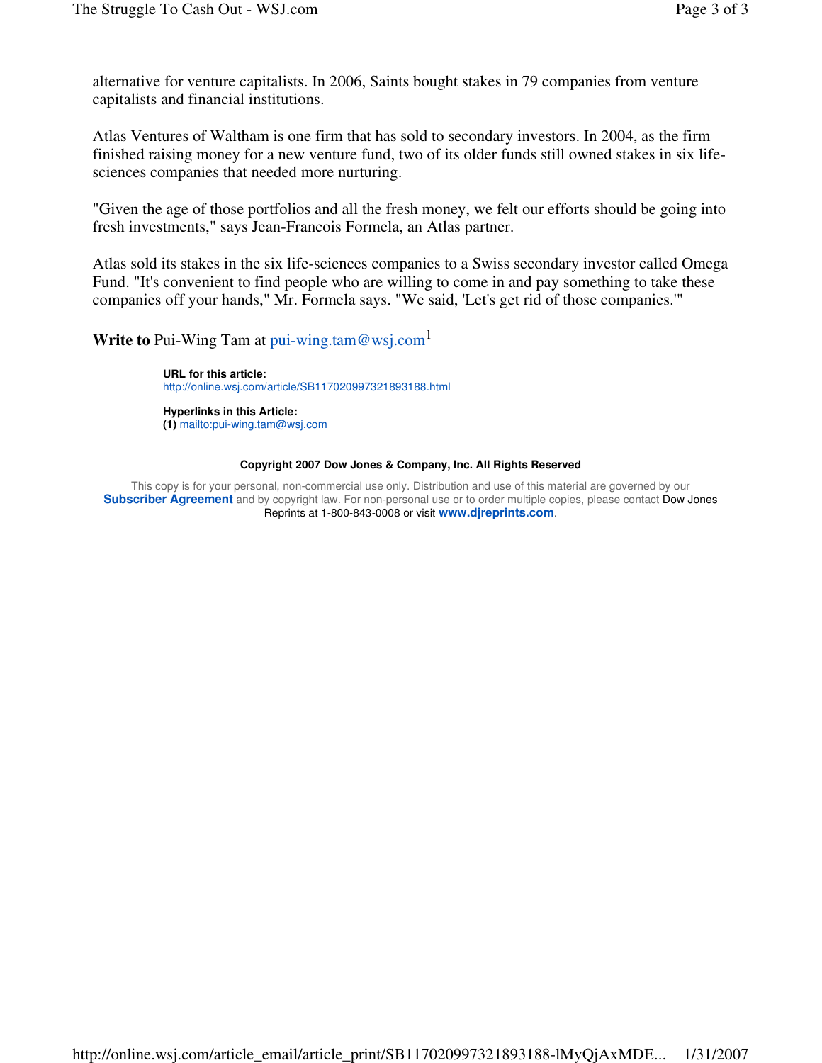alternative for venture capitalists. In 2006, Saints bought stakes in 79 companies from venture capitalists and financial institutions.

Atlas Ventures of Waltham is one firm that has sold to secondary investors. In 2004, as the firm finished raising money for a new venture fund, two of its older funds still owned stakes in six life-sciences companies that needed more nurturing.

"Given the age of those portfolios and all the fresh money, we felt our efforts should be going into fresh investments," says Jean-Francois Formela, an Atlas partner.

Atlas sold its stakes in the six life-sciences companies to a Swiss secondary investor called Omega Fund. "It's convenient to find people who are willing to come in and pay something to take these companies off your hands," Mr. Formela says. "We said, 'Let's get rid of those companies.'"

**Write to** Pui-Wing Tam at pui-wing.tam@wsj.com[1]

**URL for this article:**
http://online.wsj.com/article/SB117020997321893188.html

**Hyperlinks in this Article:**
**(1)** mailto:pui-wing.tam@wsj.com

**Copyright 2007 Dow Jones & Company, Inc. All Rights Reserved**

This copy is for your personal, non-commercial use only. Distribution and use of this material are governed by our **Subscriber Agreement** and by copyright law. For non-personal use or to order multiple copies, please contact Dow Jones Reprints at 1-800-843-0008 or visit **www.djreprints.com**.